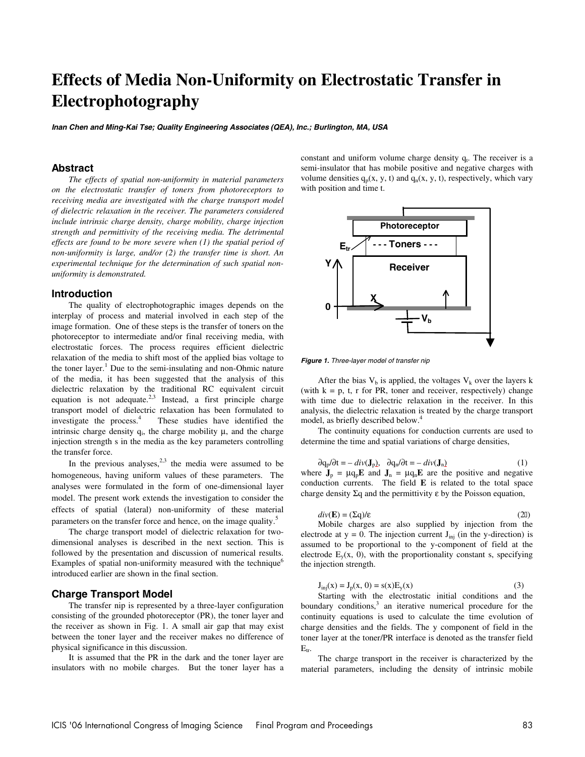# Effects of Media Non-Uniformity on Electrostatic Transfer in Electrophotography

***Inan Chen and Ming-Kai Tse; Quality Engineering Associates (QEA), Inc.; Burlington, MA, USA***

## Abstract

*The effects of spatial non-uniformity in material parameters on the electrostatic transfer of toners from photoreceptors to receiving media are investigated with the charge transport model of dielectric relaxation in the receiver. The parameters considered include intrinsic charge density, charge mobility, charge injection strength and permittivity of the receiving media. The detrimental effects are found to be more severe when (1) the spatial period of non-uniformity is large, and/or (2) the transfer time is short. An experimental technique for the determination of such spatial non-uniformity is demonstrated.*

## Introduction

The quality of electrophotographic images depends on the interplay of process and material involved in each step of the image formation. One of these steps is the transfer of toners on the photoreceptor to intermediate and/or final receiving media, with electrostatic forces. The process requires efficient dielectric relaxation of the media to shift most of the applied bias voltage to the toner layer.[1] Due to the semi-insulating and non-Ohmic nature of the media, it has been suggested that the analysis of this dielectric relaxation by the traditional RC equivalent circuit equation is not adequate.[2,3] Instead, a first principle charge transport model of dielectric relaxation has been formulated to investigate the process.[4] These studies have identified the intrinsic charge density $q_i$, the charge mobility $\mu$, and the charge injection strength s in the media as the key parameters controlling the transfer force.

In the previous analyses,[2,3] the media were assumed to be homogeneous, having uniform values of these parameters. The analyses were formulated in the form of one-dimensional layer model. The present work extends the investigation to consider the effects of spatial (lateral) non-uniformity of these material parameters on the transfer force and hence, on the image quality.[5]

The charge transport model of dielectric relaxation for two-dimensional analyses is described in the next section. This is followed by the presentation and discussion of numerical results. Examples of spatial non-uniformity measured with the technique[6] introduced earlier are shown in the final section.

## Charge Transport Model

The transfer nip is represented by a three-layer configuration consisting of the grounded photoreceptor (PR), the toner layer and the receiver as shown in Fig. 1. A small air gap that may exist between the toner layer and the receiver makes no difference of physical significance in this discussion.

It is assumed that the PR in the dark and the toner layer are insulators with no mobile charges. But the toner layer has a constant and uniform volume charge density $q_t$. The receiver is a semi-insulator that has mobile positive and negative charges with volume densities $q_p(x, y, t)$ and $q_n(x, y, t)$, respectively, which vary with position and time t.

*Figure 1. Three-layer model of transfer nip*

After the bias $V_b$ is applied, the voltages $V_k$ over the layers k (with k = p, t, r for PR, toner and receiver, respectively) change with time due to dielectric relaxation in the receiver. In this analysis, the dielectric relaxation is treated by the charge transport model, as briefly described below.[4]

The continuity equations for conduction currents are used to determine the time and spatial variations of charge densities,

$$\partial q_p/\partial t = -\,div(\mathbf{J}_p), \quad \partial q_n/\partial t = -\,div(\mathbf{J}_n) \tag{1}$$

where $\mathbf{J}_p = \mu q_p \mathbf{E}$ and $\mathbf{J}_n = \mu q_n \mathbf{E}$ are the positive and negative conduction currents. The field $\mathbf{E}$ is related to the total space charge density $\Sigma q$ and the permittivity $\varepsilon$ by the Poisson equation,

$$div(\mathbf{E}) = (\Sigma q)/\varepsilon \tag{2}$$

Mobile charges are also supplied by injection from the electrode at y = 0. The injection current $J_{inj}$ (in the y-direction) is assumed to be proportional to the y-component of field at the electrode $E_y(x, 0)$, with the proportionality constant s, specifying the injection strength.

$$J_{inj}(x) = J_p(x, 0) = s(x)E_y(x) \tag{3}$$

Starting with the electrostatic initial conditions and the boundary conditions,[3] an iterative numerical procedure for the continuity equations is used to calculate the time evolution of charge densities and the fields. The y component of field in the toner layer at the toner/PR interface is denoted as the transfer field $E_{tr}$.

The charge transport in the receiver is characterized by the material parameters, including the density of intrinsic mobile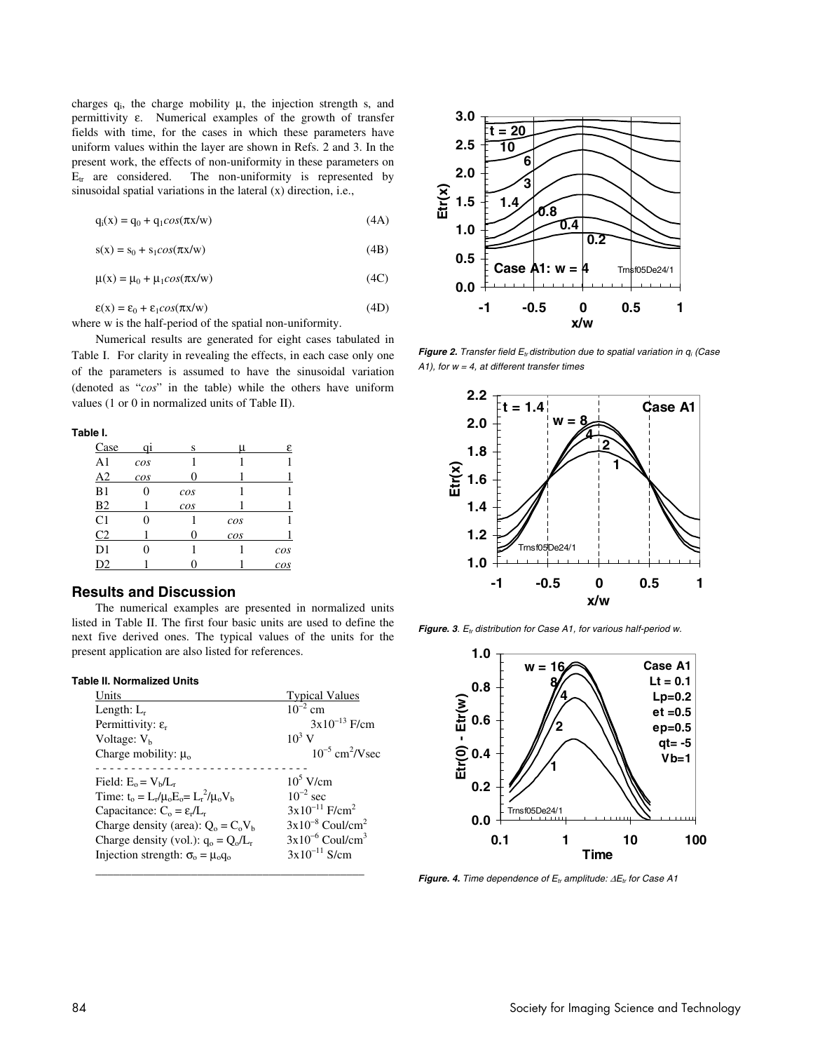charges $q_i$, the charge mobility $\mu$, the injection strength s, and permittivity $\varepsilon$. Numerical examples of the growth of transfer fields with time, for the cases in which these parameters have uniform values within the layer are shown in Refs. 2 and 3. In the present work, the effects of non-uniformity in these parameters on $E_{tr}$ are considered. The non-uniformity is represented by sinusoidal spatial variations in the lateral (x) direction, i.e.,

$$q_i(x) = q_0 + q_1 cos(\pi x/w) \quad (4A)$$

$$s(x) = s_0 + s_1 cos(\pi x/w) \quad (4B)$$

$$\mu(x) = \mu_0 + \mu_1 cos(\pi x/w) \quad (4C)$$

$$\varepsilon(x) = \varepsilon_0 + \varepsilon_1 cos(\pi x/w) \quad (4D)$$

where w is the half-period of the spatial non-uniformity.

Numerical results are generated for eight cases tabulated in Table I. For clarity in revealing the effects, in each case only one of the parameters is assumed to have the sinusoidal variation (denoted as "*cos*" in the table) while the others have uniform values (1 or 0 in normalized units of Table II).

**Table I.**

| Case | qi | s | $\mu$ | $\varepsilon$ |
|---|---|---|---|---|
| A1 | *cos* | 1 | 1 | 1 |
| A2 | *cos* | 0 | 1 | 1 |
| B1 | 0 | *cos* | 1 | 1 |
| B2 | 1 | *cos* | 1 | 1 |
| C1 | 0 | 1 | *cos* | 1 |
| C2 | 1 | 0 | *cos* | 1 |
| D1 | 0 | 1 | 1 | *cos* |
| D2 | 1 | 0 | 1 | *cos* |

## Results and Discussion

The numerical examples are presented in normalized units listed in Table II. The first four basic units are used to define the next five derived ones. The typical values of the units for the present application are also listed for references.

**Table II. Normalized Units**

| Units | Typical Values |
|---|---|
| Length: $L_r$ | $10^{-2}$ cm |
| Permittivity: $\varepsilon_r$ | $3\times10^{-13}$ F/cm |
| Voltage: $V_b$ | $10^3$ V |
| Charge mobility: $\mu_o$ | $10^{-5}$ cm$^2$/Vsec |
| Field: $E_o = V_b/L_r$ | $10^5$ V/cm |
| Time: $t_o = L_r/\mu_o E_o = L_r^2/\mu_o V_b$ | $10^{-2}$ sec |
| Capacitance: $C_o = \varepsilon_r/L_r$ | $3\times10^{-11}$ F/cm$^2$ |
| Charge density (area): $Q_o = C_o V_b$ | $3\times10^{-8}$ Coul/cm$^2$ |
| Charge density (vol.): $q_o = Q_o/L_r$ | $3\times10^{-6}$ Coul/cm$^3$ |
| Injection strength: $\sigma_o = \mu_o q_o$ | $3\times10^{-11}$ S/cm |

***Figure 2.*** *Transfer field $E_{tr}$ distribution due to spatial variation in $q_i$ (Case A1), for w = 4, at different transfer times*

***Figure. 3.*** *$E_{tr}$ distribution for Case A1, for various half-period w.*

***Figure. 4.*** *Time dependence of $E_{tr}$ amplitude: $\Delta E_{tr}$ for Case A1*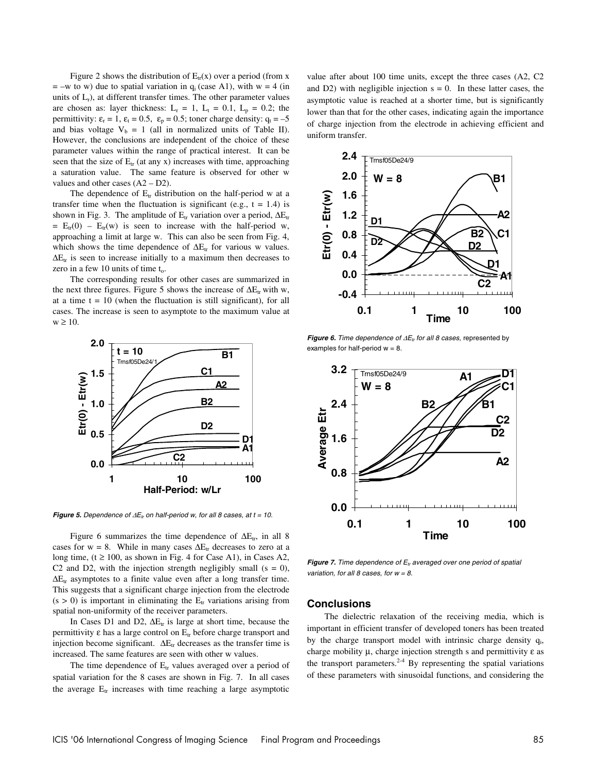Figure 2 shows the distribution of $E_{tr}(x)$ over a period (from x = –w to w) due to spatial variation in $q_i$ (case A1), with w = 4 (in units of $L_r$), at different transfer times. The other parameter values are chosen as: layer thickness: $L_r = 1$, $L_t = 0.1$, $L_p = 0.2$; the permittivity: $\varepsilon_r = 1$, $\varepsilon_t = 0.5$, $\varepsilon_p = 0.5$; toner charge density: $q_t = -5$ and bias voltage $V_b = 1$ (all in normalized units of Table II). However, the conclusions are independent of the choice of these parameter values within the range of practical interest. It can be seen that the size of $E_{tr}$ (at any x) increases with time, approaching a saturation value. The same feature is observed for other w values and other cases (A2 – D2).

The dependence of $E_{tr}$ distribution on the half-period w at a transfer time when the fluctuation is significant (e.g., t = 1.4) is shown in Fig. 3. The amplitude of $E_{tr}$ variation over a period, $\Delta E_{tr} = E_{tr}(0) - E_{tr}(w)$ is seen to increase with the half-period w, approaching a limit at large w. This can also be seen from Fig. 4, which shows the time dependence of $\Delta E_{tr}$ for various w values. $\Delta E_{tr}$ is seen to increase initially to a maximum then decreases to zero in a few 10 units of time $t_o$.

The corresponding results for other cases are summarized in the next three figures. Figure 5 shows the increase of $\Delta E_{tr}$ with w, at a time t = 10 (when the fluctuation is still significant), for all cases. The increase is seen to asymptote to the maximum value at $w \geq 10$.

***Figure 5.*** *Dependence of $\Delta E_{tr}$ on half-period w, for all 8 cases, at t = 10.*

Figure 6 summarizes the time dependence of $\Delta E_{tr}$, in all 8 cases for w = 8. While in many cases $\Delta E_{tr}$ decreases to zero at a long time, ($t \geq 100$, as shown in Fig. 4 for Case A1), in Cases A2, C2 and D2, with the injection strength negligibly small (s = 0), $\Delta E_{tr}$ asymptotes to a finite value even after a long transfer time. This suggests that a significant charge injection from the electrode (s > 0) is important in eliminating the $E_{tr}$ variations arising from spatial non-uniformity of the receiver parameters.

In Cases D1 and D2, $\Delta E_{tr}$ is large at short time, because the permittivity $\varepsilon$ has a large control on $E_{tr}$ before charge transport and injection become significant. $\Delta E_{tr}$ decreases as the transfer time is increased. The same features are seen with other w values.

The time dependence of $E_{tr}$ values averaged over a period of spatial variation for the 8 cases are shown in Fig. 7. In all cases the average $E_{tr}$ increases with time reaching a large asymptotic value after about 100 time units, except the three cases (A2, C2 and D2) with negligible injection s = 0. In these latter cases, the asymptotic value is reached at a shorter time, but is significantly lower than that for the other cases, indicating again the importance of charge injection from the electrode in achieving efficient and uniform transfer.

***Figure 6.*** *Time dependence of $\Delta E_{tr}$ for all 8 cases,* represented by examples for half-period w = 8.

***Figure 7.*** *Time dependence of $E_{tr}$ averaged over one period of spatial variation, for all 8 cases, for w = 8.*

## Conclusions

The dielectric relaxation of the receiving media, which is important in efficient transfer of developed toners has been treated by the charge transport model with intrinsic charge density $q_i$, charge mobility $\mu$, charge injection strength s and permittivity $\varepsilon$ as the transport parameters.[2-4] By representing the spatial variations of these parameters with sinusoidal functions, and considering the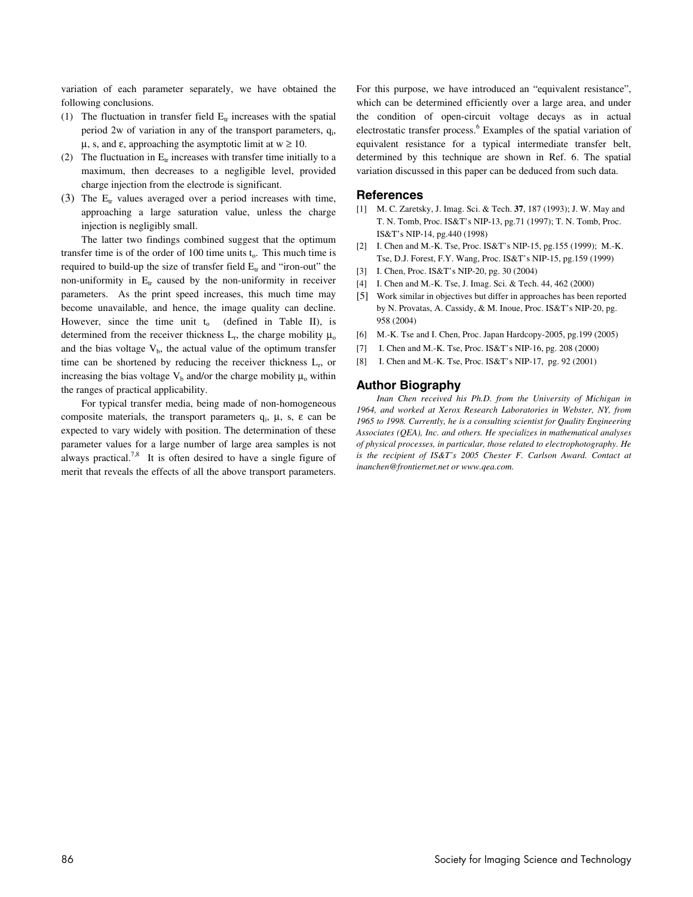variation of each parameter separately, we have obtained the following conclusions.

(1) The fluctuation in transfer field $E_{tr}$ increases with the spatial period 2w of variation in any of the transport parameters, $q_i$, $\mu$, s, and $\varepsilon$, approaching the asymptotic limit at $w \geq 10$.

(2) The fluctuation in $E_{tr}$ increases with transfer time initially to a maximum, then decreases to a negligible level, provided charge injection from the electrode is significant.

(3) The $E_{tr}$ values averaged over a period increases with time, approaching a large saturation value, unless the charge injection is negligibly small.

The latter two findings combined suggest that the optimum transfer time is of the order of 100 time units $t_o$. This much time is required to build-up the size of transfer field $E_{tr}$ and "iron-out" the non-uniformity in $E_{tr}$ caused by the non-uniformity in receiver parameters. As the print speed increases, this much time may become unavailable, and hence, the image quality can decline. However, since the time unit $t_o$ (defined in Table II), is determined from the receiver thickness $L_r$, the charge mobility $\mu_o$ and the bias voltage $V_b$, the actual value of the optimum transfer time can be shortened by reducing the receiver thickness $L_r$, or increasing the bias voltage $V_b$ and/or the charge mobility $\mu_o$ within the ranges of practical applicability.

For typical transfer media, being made of non-homogeneous composite materials, the transport parameters $q_i$, $\mu$, s, $\varepsilon$ can be expected to vary widely with position. The determination of these parameter values for a large number of large area samples is not always practical.[7,8] It is often desired to have a single figure of merit that reveals the effects of all the above transport parameters. For this purpose, we have introduced an "equivalent resistance", which can be determined efficiently over a large area, and under the condition of open-circuit voltage decays as in actual electrostatic transfer process.[6] Examples of the spatial variation of equivalent resistance for a typical intermediate transfer belt, determined by this technique are shown in Ref. 6. The spatial variation discussed in this paper can be deduced from such data.

## References

[1] M. C. Zaretsky, J. Imag. Sci. & Tech. **37**, 187 (1993); J. W. May and T. N. Tomb, Proc. IS&T's NIP-13, pg.71 (1997); T. N. Tomb, Proc. IS&T's NIP-14, pg.440 (1998)

[2] I. Chen and M.-K. Tse, Proc. IS&T's NIP-15, pg.155 (1999); M.-K. Tse, D.J. Forest, F.Y. Wang, Proc. IS&T's NIP-15, pg.159 (1999)

[3] I. Chen, Proc. IS&T's NIP-20, pg. 30 (2004)

[4] I. Chen and M.-K. Tse, J. Imag. Sci. & Tech. 44, 462 (2000)

[5] Work similar in objectives but differ in approaches has been reported by N. Provatas, A. Cassidy, & M. Inoue, Proc. IS&T's NIP-20, pg. 958 (2004)

[6] M.-K. Tse and I. Chen, Proc. Japan Hardcopy-2005, pg.199 (2005)

[7] I. Chen and M.-K. Tse, Proc. IS&T's NIP-16, pg. 208 (2000)

[8] I. Chen and M.-K. Tse, Proc. IS&T's NIP-17, pg. 92 (2001)

## Author Biography

*Inan Chen received his Ph.D. from the University of Michigan in 1964, and worked at Xerox Research Laboratories in Webster, NY, from 1965 to 1998. Currently, he is a consulting scientist for Quality Engineering Associates (QEA), Inc. and others. He specializes in mathematical analyses of physical processes, in particular, those related to electrophotography. He is the recipient of IS&T's 2005 Chester F. Carlson Award. Contact at inanchen@frontiernet.net or www.qea.com.*